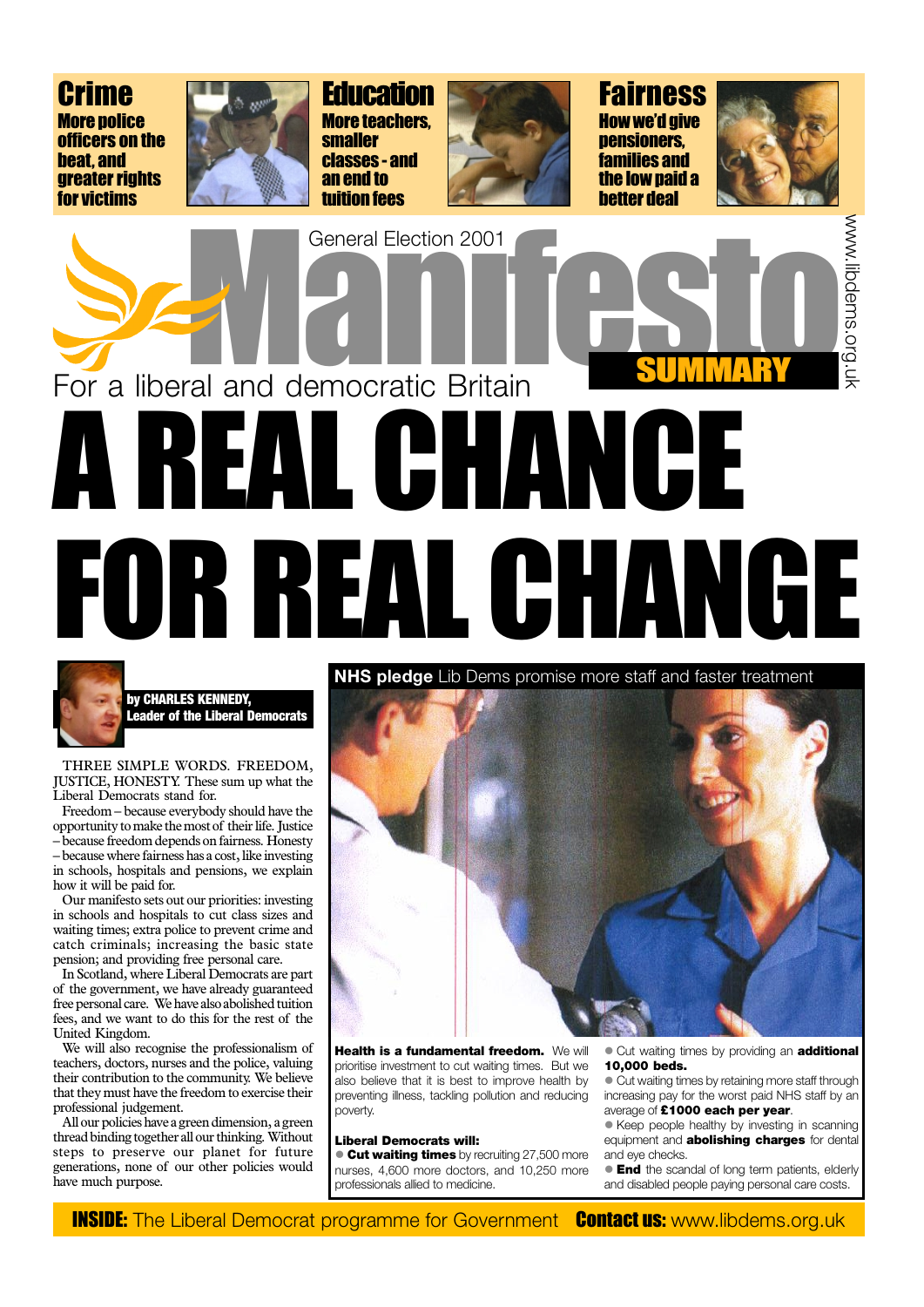## Crime

**More police officers on the beat, and greater rights for victims**

## Education

**More teachers, smaller classes - and an end to tuition fees**

## Fairness

**How we'd give pensioners, families and the low paid a better deal**

General Election 2001

# Manifesto SUMMARY

www.libdems.org.uk

For a liberal and democratic Britain

# A REAL CHANCE FOR REAL CHANGE

**by CHARLES KENNEDY, Leader of the Liberal Democrats**

THREE SIMPLE WORDS. FREEDOM, JUSTICE, HONESTY. These sum up what the Liberal Democrats stand for.

Freedom – because everybody should have the opportunity to make the most of their life. Justice – because freedom depends on fairness. Honesty – because where fairness has a cost, like investing in schools, hospitals and pensions, we explain how it will be paid for.

Our manifesto sets out our priorities: investing in schools and hospitals to cut class sizes and waiting times; extra police to prevent crime and catch criminals; increasing the basic state pension; and providing free personal care.

In Scotland, where Liberal Democrats are part of the government, we have already guaranteed free personal care. We have also abolished tuition fees, and we want to do this for the rest of the United Kingdom.

We will also recognise the professionalism of teachers, doctors, nurses and the police, valuing their contribution to the community. We believe that they must have the freedom to exercise their professional judgement.

All our policies have a green dimension, a green thread binding together all our thinking. Without steps to preserve our planet for future generations, none of our other policies would have much purpose.

## NHS pledge Lib Dems promise more staff and faster treatment

**Health is a fundamental freedom.** We will prioritise investment to cut waiting times. But we also believe that it is best to improve health by preventing illness, tackling pollution and reducing poverty.

**Liberal Democrats will:**

- **Cut waiting times** by recruiting 27,500 more nurses, 4,600 more doctors, and 10,250 more professionals allied to medicine.
- Cut waiting times by providing an **additional 10,000 beds.**
- Cut waiting times by retaining more staff through increasing pay for the worst paid NHS staff by an average of **£1000 each per year**.
- Keep people healthy by investing in scanning equipment and **abolishing charges** for dental and eye checks.
- **End** the scandal of long term patients, elderly and disabled people paying personal care costs.

**INSIDE:** The Liberal Democrat programme for Government **Contact us:** www.libdems.org.uk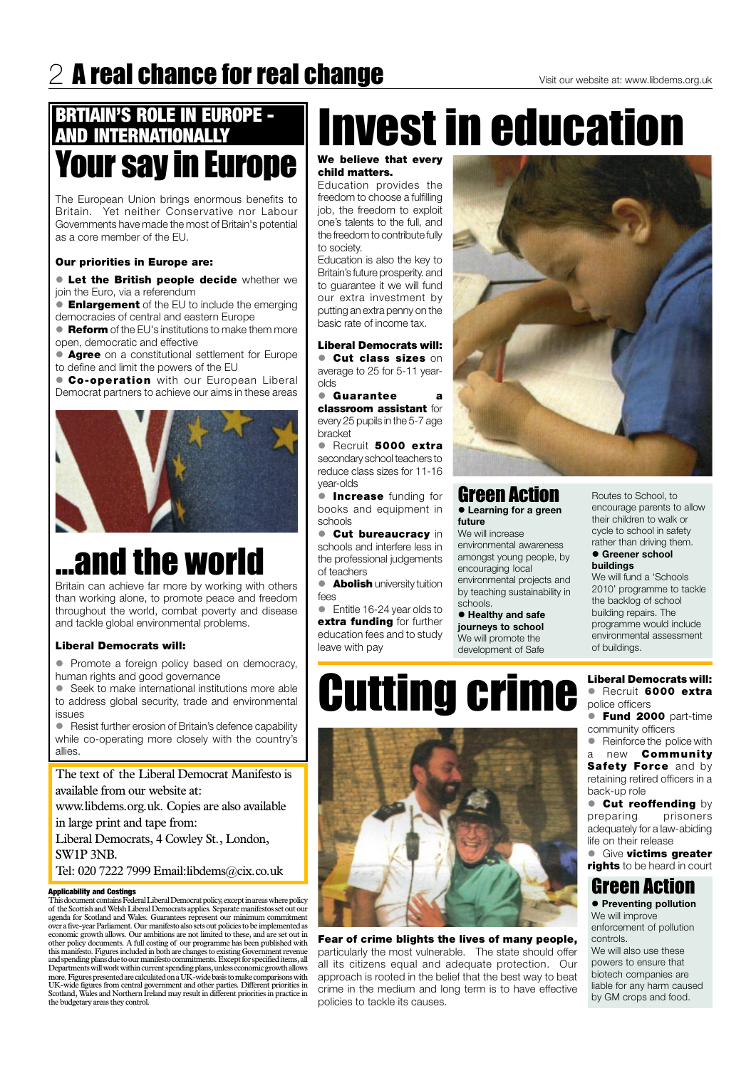# A real chance for real change

Visit our website at: www.libdems.org.uk

## BRTIAIN'S ROLE IN EUROPE - AND INTERNATIONALLY

## Your say in Europe

The European Union brings enormous benefits to Britain. Yet neither Conservative nor Labour Governments have made the most of Britain's potential as a core member of the EU.

**Our priorities in Europe are:**

- **Let the British people decide** whether we join the Euro, via a referendum
- **Enlargement** of the EU to include the emerging democracies of central and eastern Europe
- **Reform** of the EU's institutions to make them more open, democratic and effective
- **Agree** on a constitutional settlement for Europe to define and limit the powers of the EU
- **Co-operation** with our European Liberal Democrat partners to achieve our aims in these areas

## ...and the world

Britain can achieve far more by working with others than working alone, to promote peace and freedom throughout the world, combat poverty and disease and tackle global environmental problems.

**Liberal Democrats will:**

- Promote a foreign policy based on democracy, human rights and good governance
- Seek to make international institutions more able to address global security, trade and environmental issues
- Resist further erosion of Britain's defence capability while co-operating more closely with the country's allies.

The text of the Liberal Democrat Manifesto is available from our website at: www.libdems.org.uk. Copies are also available in large print and tape from:
Liberal Democrats, 4 Cowley St., London, SW1P 3NB.
Tel: 020 7222 7999 Email:libdems@cix.co.uk

**Applicability and Costings**

This document contains Federal Liberal Democrat policy, except in areas where policy of the Scottish and Welsh Liberal Democrats applies. Separate manifestos set out our agenda for Scotland and Wales. Guarantees represent our minimum commitment over a five-year Parliament. Our manifesto also sets out policies to be implemented as economic growth allows. Our ambitions are not limited to these, and are set out in other policy documents. A full costing of our programme has been published with this manifesto. Figures included in both are changes to existing Government revenue and spending plans due to our manifesto commitments. Except for specified items, all Departments will work within current spending plans, unless economic growth allows more. Figures presented are calculated on a UK-wide basis to make comparisons with UK-wide figures from central government and other parties. Different priorities in Scotland, Wales and Northern Ireland may result in different priorities in practice in the budgetary areas they control.

# Invest in education

**We believe that every child matters.**

Education provides the freedom to choose a fulfilling job, the freedom to exploit one's talents to the full, and the freedom to contribute fully to society.

Education is also the key to Britain's future prosperity. and to guarantee it we will fund our extra investment by putting an extra penny on the basic rate of income tax.

**Liberal Democrats will:**

- **Cut class sizes** on average to 25 for 5-11 year-olds
- **Guarantee a classroom assistant** for every 25 pupils in the 5-7 age bracket
- Recruit **5000 extra** secondary school teachers to reduce class sizes for 11-16 year-olds
- **Increase** funding for books and equipment in schools
- **Cut bureaucracy** in schools and interfere less in the professional judgements of teachers
- **Abolish** university tuition fees
- Entitle 16-24 year olds to **extra funding** for further education fees and to study leave with pay

## Green Action

- **Learning for a green future**
  We will increase environmental awareness amongst young people, by encouraging local environmental projects and by teaching sustainability in schools.
- **Healthy and safe journeys to school**
  We will promote the development of Safe Routes to School, to encourage parents to allow their children to walk or cycle to school in safety rather than driving them.
- **Greener school buildings**
  We will fund a 'Schools 2010' programme to tackle the backlog of school building repairs. The programme would include environmental assessment of buildings.

# Cutting crime

**Fear of crime blights the lives of many people,** particularly the most vulnerable. The state should offer all its citizens equal and adequate protection. Our approach is rooted in the belief that the best way to beat crime in the medium and long term is to have effective policies to tackle its causes.

**Liberal Democrats will:**

- Recruit **6000 extra** police officers
- **Fund 2000** part-time community officers
- Reinforce the police with a new **Community Safety Force** and by retaining retired officers in a back-up role
- **Cut reoffending** by preparing prisoners adequately for a law-abiding life on their release
- Give **victims greater rights** to be heard in court

## Green Action

- **Preventing pollution**
  We will improve enforcement of pollution controls.
  We will also use these powers to ensure that biotech companies are liable for any harm caused by GM crops and food.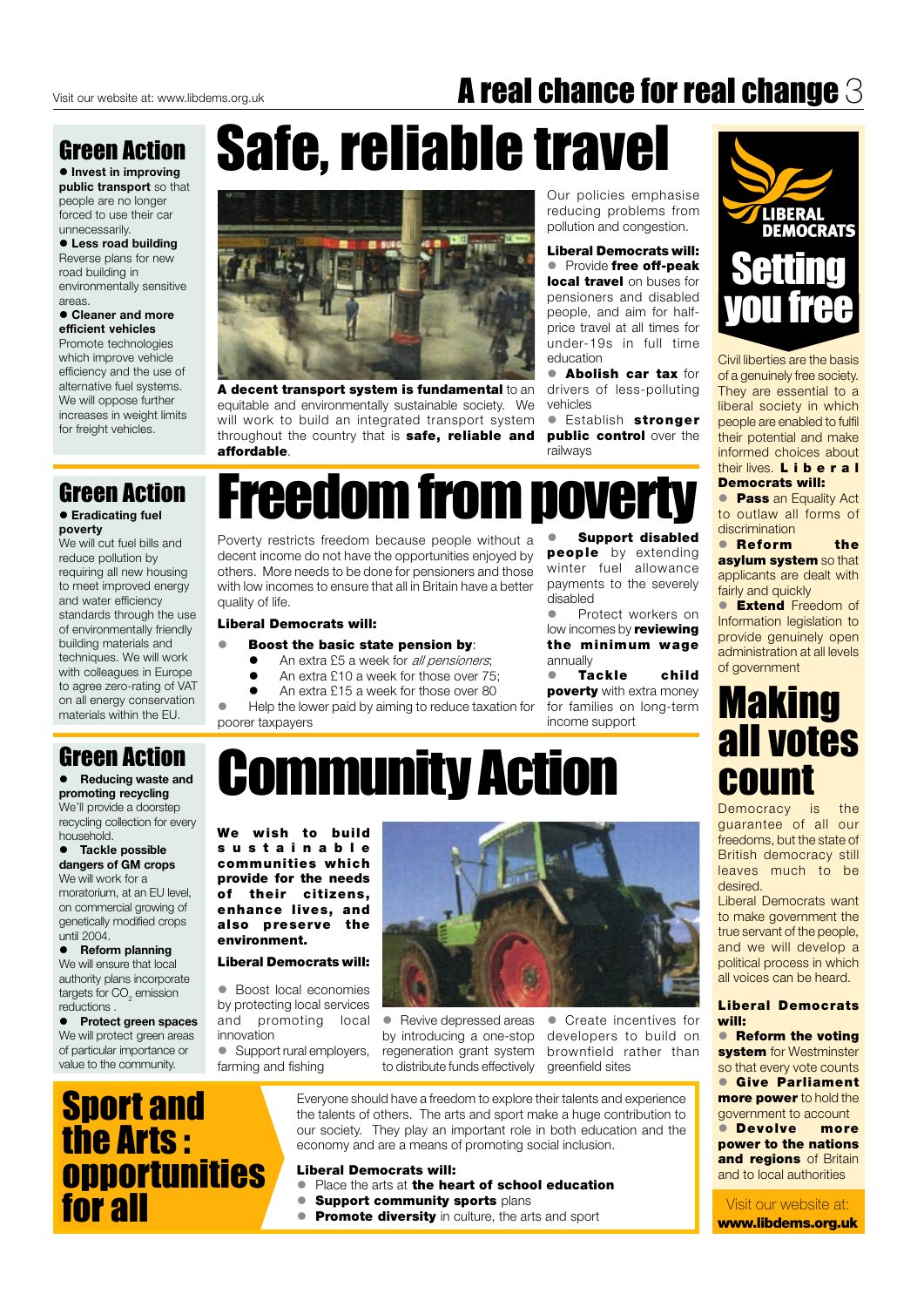## Green Action

- **Invest in improving public transport** so that people are no longer forced to use their car unnecessarily.
- **Less road building** Reverse plans for new road building in environmentally sensitive areas.
- **Cleaner and more efficient vehicles** Promote technologies which improve vehicle efficiency and the use of alternative fuel systems. We will oppose further increases in weight limits for freight vehicles.

# Safe, reliable travel

**A decent transport system is fundamental** to an equitable and environmentally sustainable society. We will work to build an integrated transport system throughout the country that is **safe, reliable and affordable**.

Our policies emphasise reducing problems from pollution and congestion.

**Liberal Democrats will:**

- Provide **free off-peak local travel** on buses for pensioners and disabled people, and aim for half-price travel at all times for under-19s in full time education
- **Abolish car tax** for drivers of less-polluting vehicles
- Establish **stronger public control** over the railways

## Green Action

- **Eradicating fuel poverty** We will cut fuel bills and reduce pollution by requiring all new housing to meet improved energy and water efficiency standards through the use of environmentally friendly building materials and techniques. We will work with colleagues in Europe to agree zero-rating of VAT on all energy conservation materials within the EU.

# Freedom from poverty

Poverty restricts freedom because people without a decent income do not have the opportunities enjoyed by others. More needs to be done for pensioners and those with low incomes to ensure that all in Britain have a better quality of life.

**Liberal Democrats will:**

- **Boost the basic state pension by**:
  - An extra £5 a week for *all pensioners*;
  - An extra £10 a week for those over 75;
  - An extra £15 a week for those over 80
- Help the lower paid by aiming to reduce taxation for poorer taxpayers
- **Support disabled people** by extending winter fuel allowance payments to the severely disabled
- Protect workers on low incomes by **reviewing the minimum wage** annually
- **Tackle child poverty** with extra money for families on long-term income support

## Green Action

- **Reducing waste and promoting recycling** We'll provide a doorstep recycling collection for every household.
- **Tackle possible dangers of GM crops** We will work for a moratorium, at an EU level, on commercial growing of genetically modified crops until 2004.
- **Reform planning** We will ensure that local authority plans incorporate targets for $CO_2$ emission reductions .
- **Protect green spaces** We will protect green areas of particular importance or value to the community.

# Community Action

**We wish to build sustainable communities which provide for the needs of their citizens, enhance lives, and also preserve the environment.**

**Liberal Democrats will:**

- Boost local economies by protecting local services and promoting local innovation
- Support rural employers, farming and fishing
- Revive depressed areas by introducing a one-stop regeneration grant system to distribute funds effectively
- Create incentives for developers to build on brownfield rather than greenfield sites

# Sport and the Arts : opportunities for all

Everyone should have a freedom to explore their talents and experience the talents of others. The arts and sport make a huge contribution to our society. They play an important role in both education and the economy and are a means of promoting social inclusion.

**Liberal Democrats will:**

- Place the arts at **the heart of school education**
- **Support community sports** plans
- **Promote diversity** in culture, the arts and sport

# Setting you free

Civil liberties are the basis of a genuinely free society. They are essential to a liberal society in which people are enabled to fulfil their potential and make informed choices about their lives. **Liberal Democrats will:**

- **Pass** an Equality Act to outlaw all forms of discrimination
- **Reform the asylum system** so that applicants are dealt with fairly and quickly
- **Extend** Freedom of Information legislation to provide genuinely open administration at all levels of government

# Making all votes count

Democracy is the guarantee of all our freedoms, but the state of British democracy still leaves much to be desired.

Liberal Democrats want to make government the true servant of the people, and we will develop a political process in which all voices can be heard.

**Liberal Democrats will:**

- **Reform the voting system** for Westminster so that every vote counts
- **Give Parliament more power** to hold the government to account
- **Devolve more power to the nations and regions** of Britain and to local authorities

Visit our website at: **www.libdems.org.uk**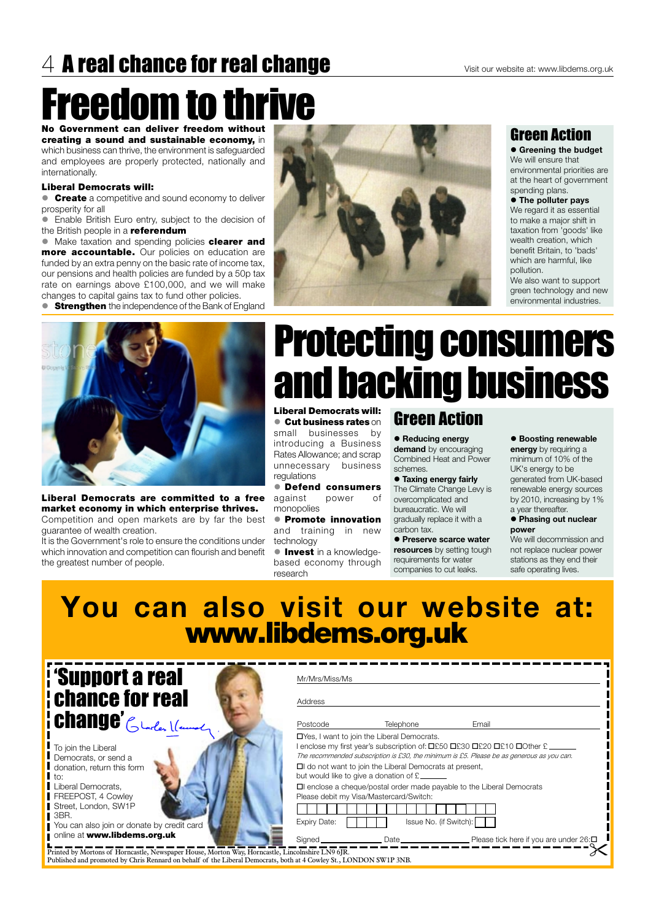# A real chance for real change

Visit our website at: www.libdems.org.uk

# Freedom to thrive

**No Government can deliver freedom without creating a sound and sustainable economy,** in which business can thrive, the environment is safeguarded and employees are properly protected, nationally and internationally.

**Liberal Democrats will:**

- **Create** a competitive and sound economy to deliver prosperity for all
- Enable British Euro entry, subject to the decision of the British people in a **referendum**
- Make taxation and spending policies **clearer and more accountable.** Our policies on education are funded by an extra penny on the basic rate of income tax, our pensions and health policies are funded by a 50p tax rate on earnings above £100,000, and we will make changes to capital gains tax to fund other policies.
- **Strengthen** the independence of the Bank of England

## Green Action

- **Greening the budget**
We will ensure that environmental priorities are at the heart of government spending plans.
- **The polluter pays**
We regard it as essential to make a major shift in taxation from 'goods' like wealth creation, which benefit Britain, to 'bads' which are harmful, like pollution.
We also want to support green technology and new environmental industries.

**Liberal Democrats are committed to a free market economy in which enterprise thrives.** Competition and open markets are by far the best guarantee of wealth creation.
It is the Government's role to ensure the conditions under which innovation and competition can flourish and benefit the greatest number of people.

# Protecting consumers and backing business

**Liberal Democrats will:**

- **Cut business rates** on small businesses by introducing a Business Rates Allowance; and scrap unnecessary business regulations
- **Defend consumers** against power of monopolies
- **Promote innovation** and training in new technology
- **Invest** in a knowledge-based economy through research

## Green Action

- **Reducing energy demand** by encouraging Combined Heat and Power schemes.
- **Taxing energy fairly**
The Climate Change Levy is overcomplicated and bureaucratic. We will gradually replace it with a carbon tax.
- **Preserve scarce water resources** by setting tough requirements for water companies to cut leaks.
- **Boosting renewable energy** by requiring a minimum of 10% of the UK's energy to be generated from UK-based renewable energy sources by 2010, increasing by 1% a year thereafter.
- **Phasing out nuclear power**
We will decommission and not replace nuclear power stations as they end their safe operating lives.

## You can also visit our website at: www.libdems.org.uk

## 'Support a real chance for real change' Charles Kennedy

To join the Liberal Democrats, or send a donation, return this form to:
Liberal Democrats, FREEPOST, 4 Cowley Street, London, SW1P 3BR.
You can also join or donate by credit card online at **www.libdems.org.uk**

Mr/Mrs/Miss/Ms

Address

Postcode Telephone Email

☐Yes, I want to join the Liberal Democrats.
I enclose my first year's subscription of: ☐£50 ☐£30 ☐£20 ☐£10 ☐Other £ ______
*The recommended subscription is £30, the minimum is £5. Please be as generous as you can.*
☐I do not want to join the Liberal Democrats at present, but would like to give a donation of £ ______
☐I enclose a cheque/postal order made payable to the Liberal Democrats
Please debit my Visa/Mastercard/Switch:

Expiry Date: Issue No. (if Switch):

Signed ______ Date ______ Please tick here if you are under 26:☐

Printed by Mortons of Horncastle, Newspaper House, Morton Way, Horncastle, Lincolnshire LN9 6JR.
Published and promoted by Chris Rennard on behalf of the Liberal Democrats, both at 4 Cowley St., LONDON SW1P 3NB.